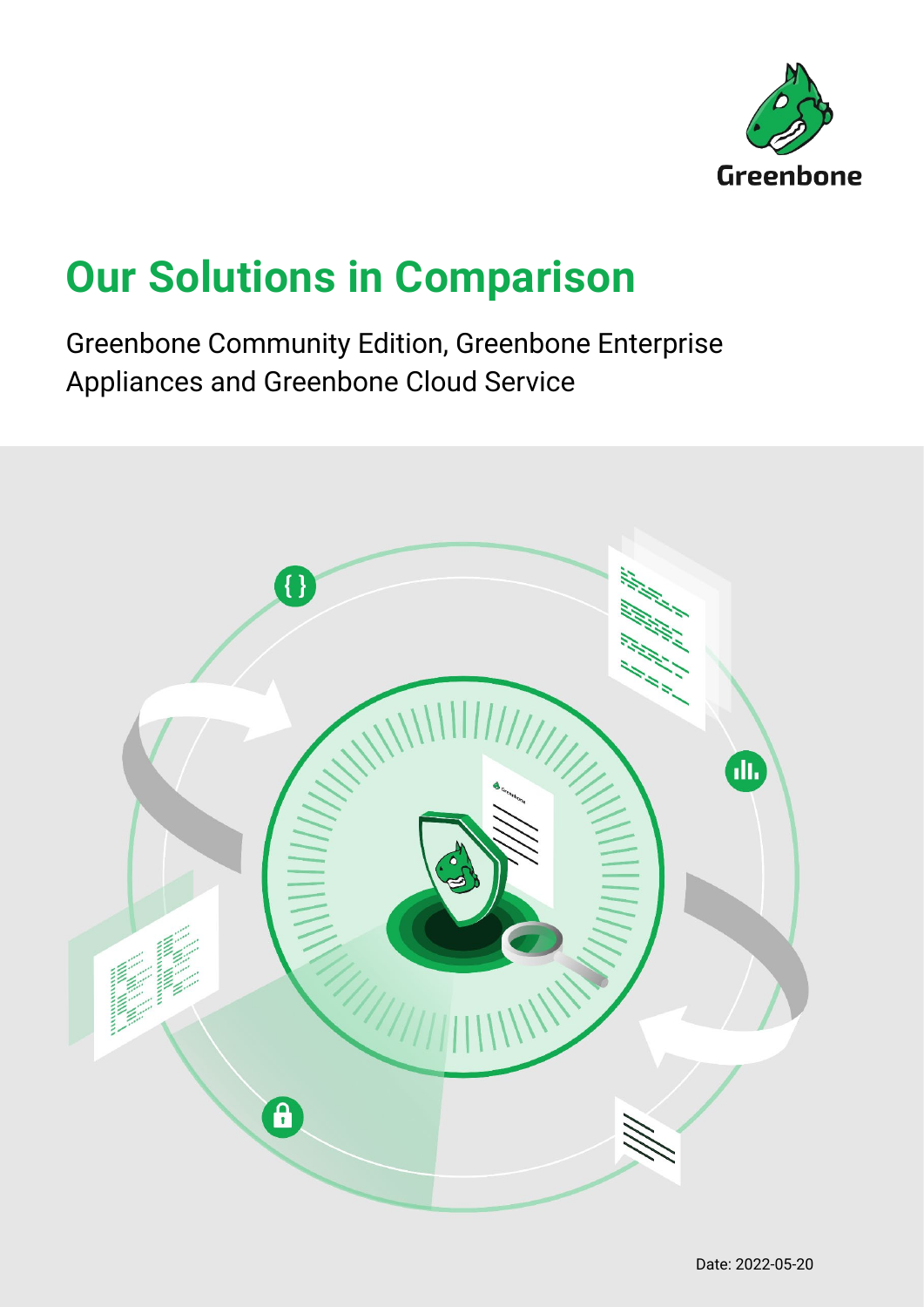Greenbone

# Our Solutions in Comparison

Greenbone Community Edition, Greenbone Enterprise Appliances and Greenbone Cloud Service

Date: 2022-05-20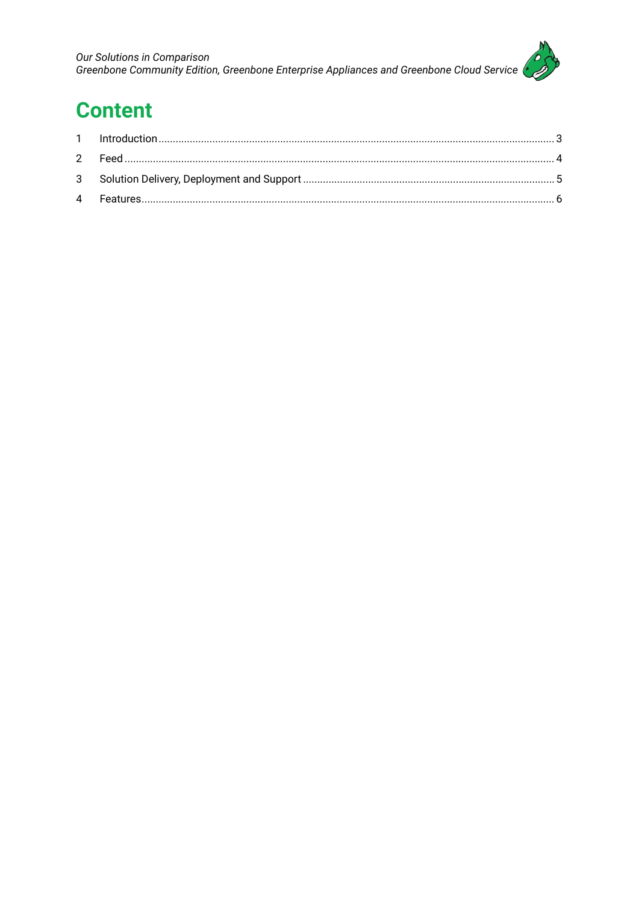# Content

1 Introduction ........................................................................................................................................ 3
2 Feed ................................................................................................................................................... 4
3 Solution Delivery, Deployment and Support ...................................................................................... 5
4 Features ............................................................................................................................................. 6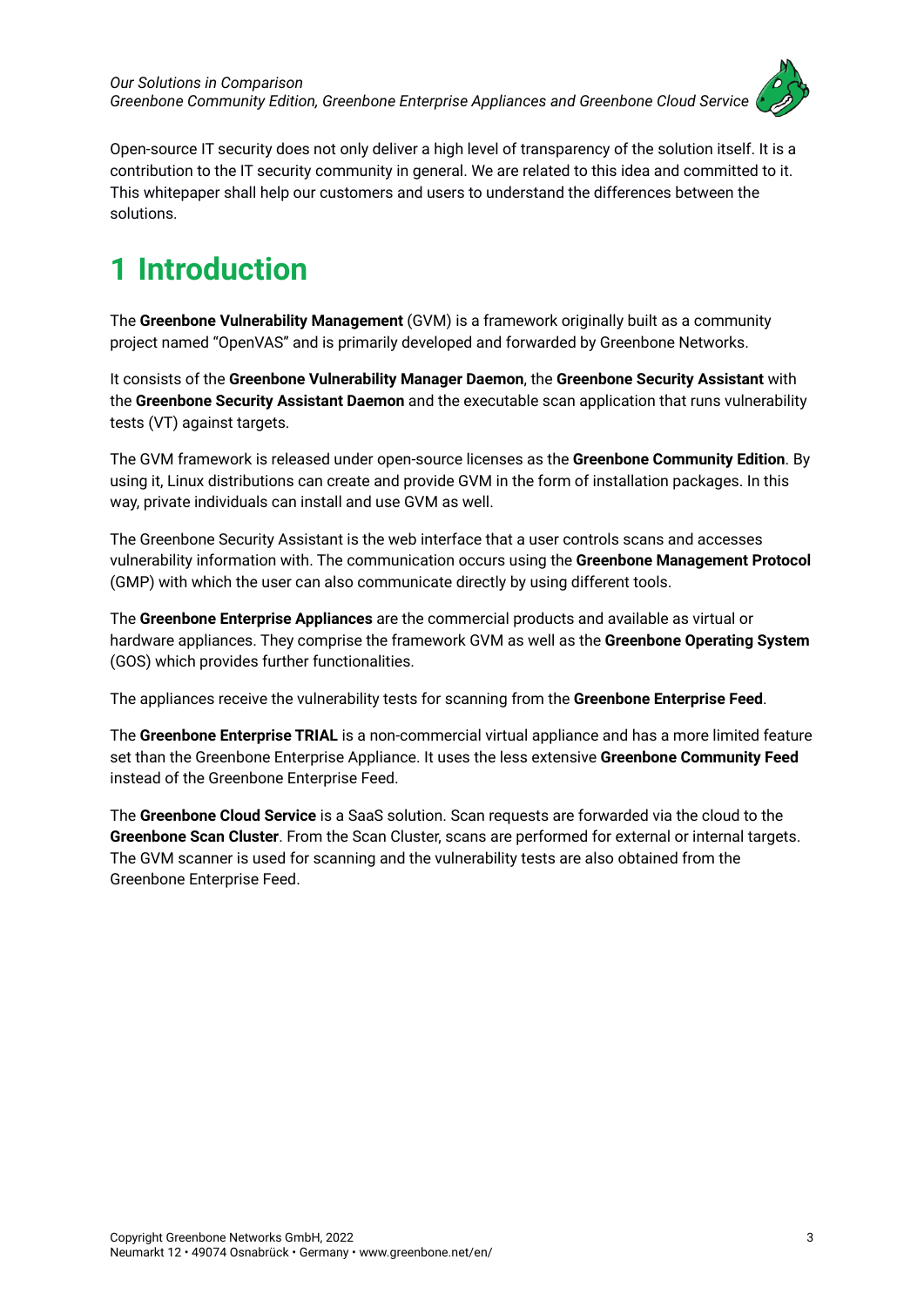Open-source IT security does not only deliver a high level of transparency of the solution itself. It is a contribution to the IT security community in general. We are related to this idea and committed to it. This whitepaper shall help our customers and users to understand the differences between the solutions.

# 1 Introduction

The **Greenbone Vulnerability Management** (GVM) is a framework originally built as a community project named "OpenVAS" and is primarily developed and forwarded by Greenbone Networks.

It consists of the **Greenbone Vulnerability Manager Daemon**, the **Greenbone Security Assistant** with the **Greenbone Security Assistant Daemon** and the executable scan application that runs vulnerability tests (VT) against targets.

The GVM framework is released under open-source licenses as the **Greenbone Community Edition**. By using it, Linux distributions can create and provide GVM in the form of installation packages. In this way, private individuals can install and use GVM as well.

The Greenbone Security Assistant is the web interface that a user controls scans and accesses vulnerability information with. The communication occurs using the **Greenbone Management Protocol** (GMP) with which the user can also communicate directly by using different tools.

The **Greenbone Enterprise Appliances** are the commercial products and available as virtual or hardware appliances. They comprise the framework GVM as well as the **Greenbone Operating System** (GOS) which provides further functionalities.

The appliances receive the vulnerability tests for scanning from the **Greenbone Enterprise Feed**.

The **Greenbone Enterprise TRIAL** is a non-commercial virtual appliance and has a more limited feature set than the Greenbone Enterprise Appliance. It uses the less extensive **Greenbone Community Feed** instead of the Greenbone Enterprise Feed.

The **Greenbone Cloud Service** is a SaaS solution. Scan requests are forwarded via the cloud to the **Greenbone Scan Cluster**. From the Scan Cluster, scans are performed for external or internal targets. The GVM scanner is used for scanning and the vulnerability tests are also obtained from the Greenbone Enterprise Feed.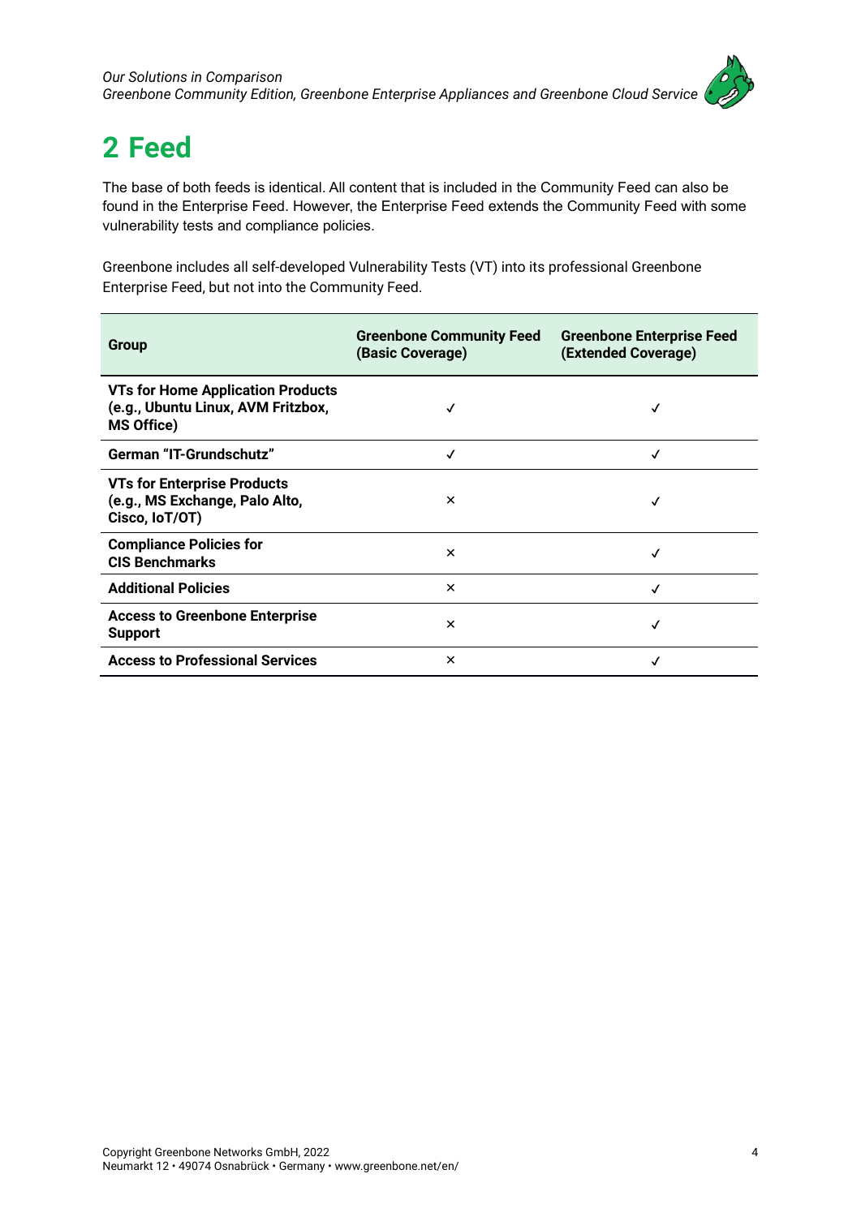## 2 Feed

The base of both feeds is identical. All content that is included in the Community Feed can also be found in the Enterprise Feed. However, the Enterprise Feed extends the Community Feed with some vulnerability tests and compliance policies.

Greenbone includes all self-developed Vulnerability Tests (VT) into its professional Greenbone Enterprise Feed, but not into the Community Feed.

| Group | Greenbone Community Feed (Basic Coverage) | Greenbone Enterprise Feed (Extended Coverage) |
|---|---|---|
| **VTs for Home Application Products (e.g., Ubuntu Linux, AVM Fritzbox, MS Office)** | ✓ | ✓ |
| **German "IT-Grundschutz"** | ✓ | ✓ |
| **VTs for Enterprise Products (e.g., MS Exchange, Palo Alto, Cisco, IoT/OT)** | × | ✓ |
| **Compliance Policies for CIS Benchmarks** | × | ✓ |
| **Additional Policies** | × | ✓ |
| **Access to Greenbone Enterprise Support** | × | ✓ |
| **Access to Professional Services** | × | ✓ |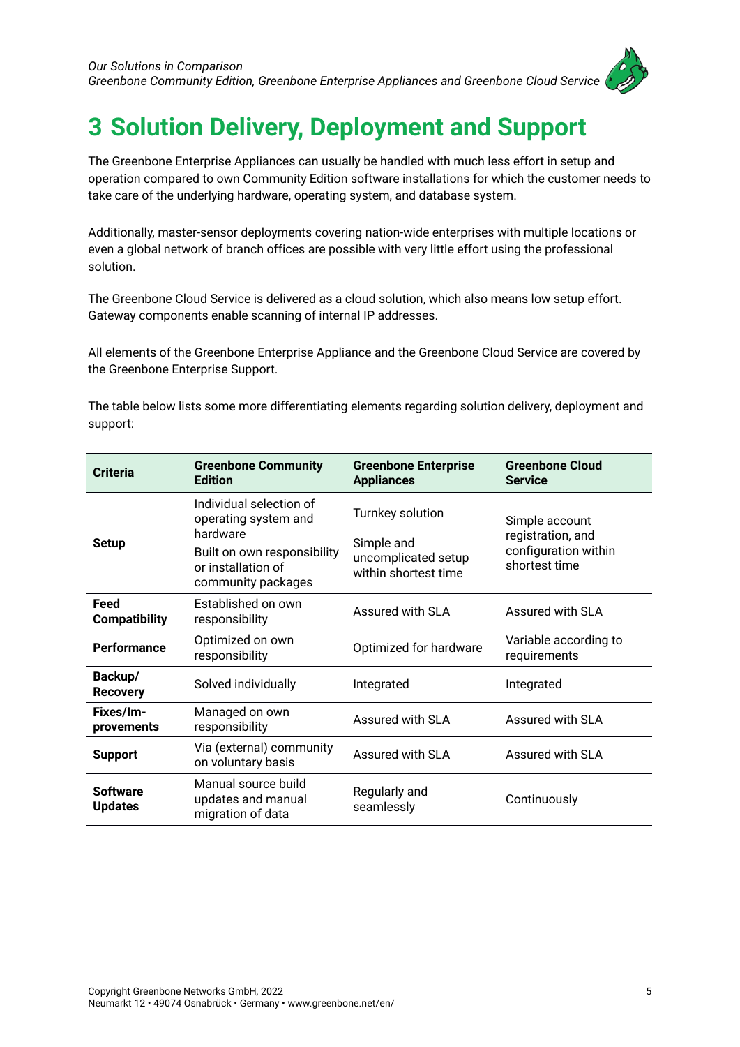# 3 Solution Delivery, Deployment and Support

The Greenbone Enterprise Appliances can usually be handled with much less effort in setup and operation compared to own Community Edition software installations for which the customer needs to take care of the underlying hardware, operating system, and database system.

Additionally, master-sensor deployments covering nation-wide enterprises with multiple locations or even a global network of branch offices are possible with very little effort using the professional solution.

The Greenbone Cloud Service is delivered as a cloud solution, which also means low setup effort. Gateway components enable scanning of internal IP addresses.

All elements of the Greenbone Enterprise Appliance and the Greenbone Cloud Service are covered by the Greenbone Enterprise Support.

The table below lists some more differentiating elements regarding solution delivery, deployment and support:

| Criteria | Greenbone Community Edition | Greenbone Enterprise Appliances | Greenbone Cloud Service |
|---|---|---|---|
| **Setup** | Individual selection of operating system and hardware<br>Built on own responsibility or installation of community packages | Turnkey solution<br>Simple and uncomplicated setup within shortest time | Simple account registration, and configuration within shortest time |
| **Feed Compatibility** | Established on own responsibility | Assured with SLA | Assured with SLA |
| **Performance** | Optimized on own responsibility | Optimized for hardware | Variable according to requirements |
| **Backup/ Recovery** | Solved individually | Integrated | Integrated |
| **Fixes/Im- provements** | Managed on own responsibility | Assured with SLA | Assured with SLA |
| **Support** | Via (external) community on voluntary basis | Assured with SLA | Assured with SLA |
| **Software Updates** | Manual source build updates and manual migration of data | Regularly and seamlessly | Continuously |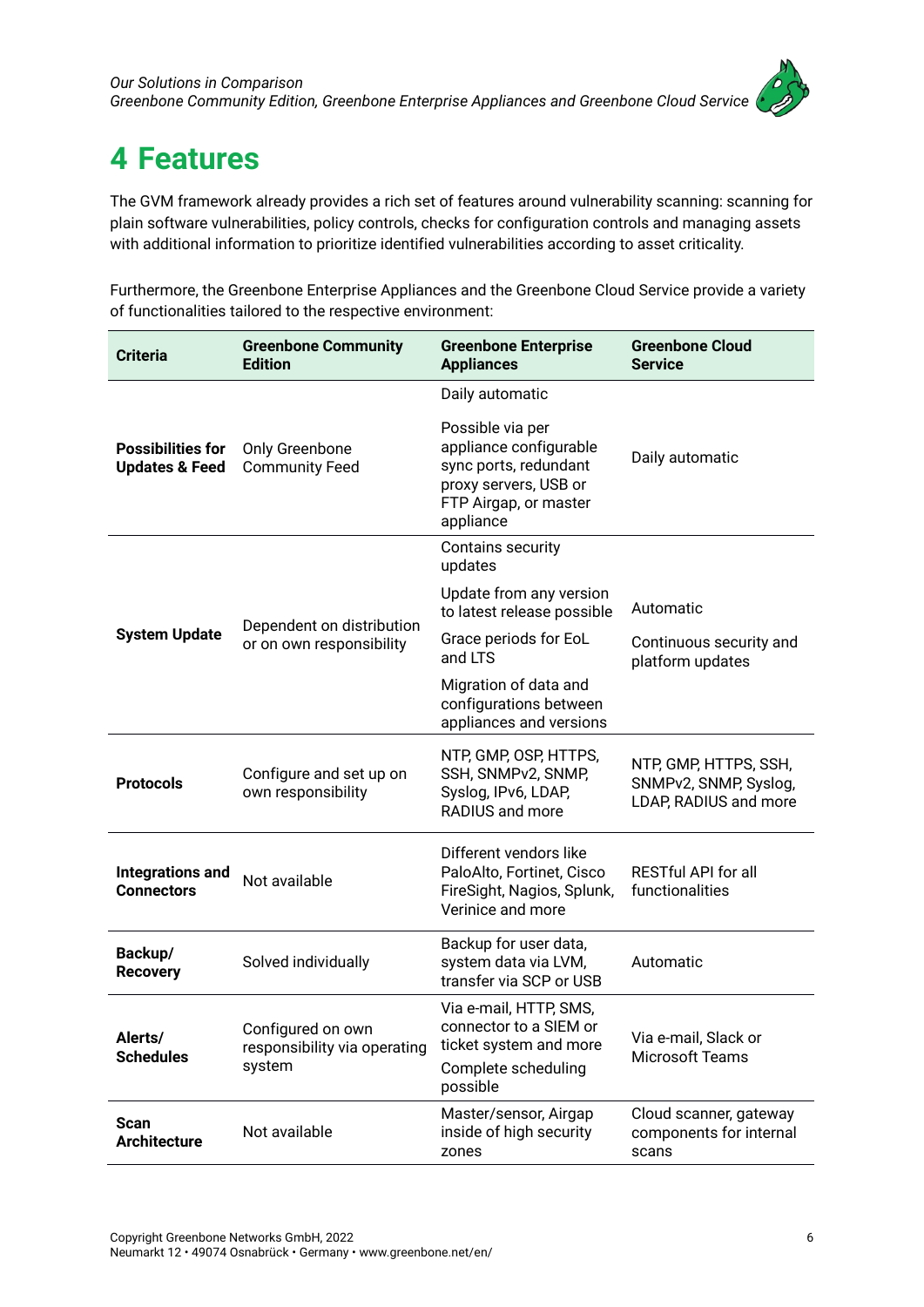# 4 Features

The GVM framework already provides a rich set of features around vulnerability scanning: scanning for plain software vulnerabilities, policy controls, checks for configuration controls and managing assets with additional information to prioritize identified vulnerabilities according to asset criticality.

Furthermore, the Greenbone Enterprise Appliances and the Greenbone Cloud Service provide a variety of functionalities tailored to the respective environment:

| Criteria | Greenbone Community Edition | Greenbone Enterprise Appliances | Greenbone Cloud Service |
|---|---|---|---|
| **Possibilities for Updates & Feed** | Only Greenbone Community Feed | Daily automatic<br><br>Possible via per appliance configurable sync ports, redundant proxy servers, USB or FTP Airgap, or master appliance | Daily automatic |
| **System Update** | Dependent on distribution or on own responsibility | Contains security updates<br><br>Update from any version to latest release possible<br><br>Grace periods for EoL and LTS<br><br>Migration of data and configurations between appliances and versions | Automatic<br><br>Continuous security and platform updates |
| **Protocols** | Configure and set up on own responsibility | NTP, GMP, OSP, HTTPS, SSH, SNMPv2, SNMP, Syslog, IPv6, LDAP, RADIUS and more | NTP, GMP, HTTPS, SSH, SNMPv2, SNMP, Syslog, LDAP, RADIUS and more |
| **Integrations and Connectors** | Not available | Different vendors like PaloAlto, Fortinet, Cisco FireSight, Nagios, Splunk, Verinice and more | RESTful API for all functionalities |
| **Backup/ Recovery** | Solved individually | Backup for user data, system data via LVM, transfer via SCP or USB | Automatic |
| **Alerts/ Schedules** | Configured on own responsibility via operating system | Via e-mail, HTTP, SMS, connector to a SIEM or ticket system and more<br><br>Complete scheduling possible | Via e-mail, Slack or Microsoft Teams |
| **Scan Architecture** | Not available | Master/sensor, Airgap inside of high security zones | Cloud scanner, gateway components for internal scans |

Copyright Greenbone Networks GmbH, 2022
Neumarkt 12 • 49074 Osnabrück • Germany • www.greenbone.net/en/